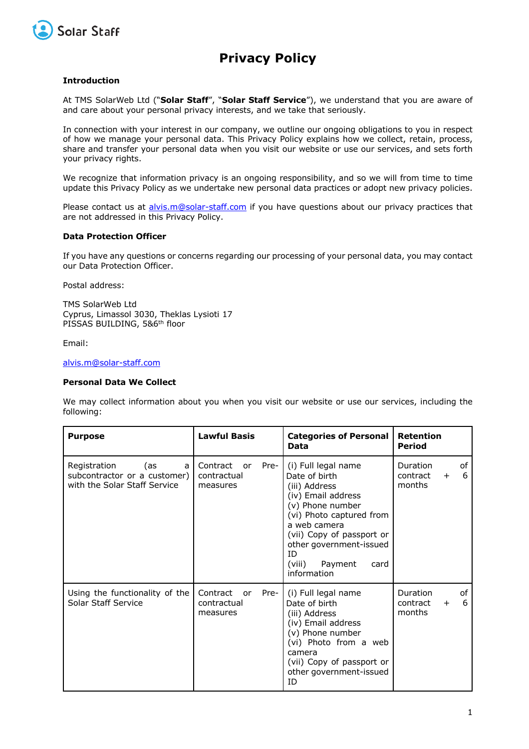Solar Staff

# Privacy Policy

### Introduction

At TMS SolarWeb Ltd ("**Solar Staff**", "**Solar Staff Service**"), we understand that you are aware of and care about your personal privacy interests, and we take that seriously.

In connection with your interest in our company, we outline our ongoing obligations to you in respect of how we manage your personal data. This Privacy Policy explains how we collect, retain, process, share and transfer your personal data when you visit our website or use our services, and sets forth your privacy rights.

We recognize that information privacy is an ongoing responsibility, and so we will from time to time update this Privacy Policy as we undertake new personal data practices or adopt new privacy policies.

Please contact us at alvis.m@solar-staff.com if you have questions about our privacy practices that are not addressed in this Privacy Policy.

### Data Protection Officer

If you have any questions or concerns regarding our processing of your personal data, you may contact our Data Protection Officer.

Postal address:

TMS SolarWeb Ltd
Cyprus, Limassol 3030, Theklas Lysioti 17
PISSAS BUILDING, 5&6th floor

Email:

alvis.m@solar-staff.com

### Personal Data We Collect

We may collect information about you when you visit our website or use our services, including the following:

| Purpose | Lawful Basis | Categories of Personal Data | Retention Period |
|---|---|---|---|
| Registration (as a subcontractor or a customer) with the Solar Staff Service | Contract or Pre-contractual measures | (i) Full legal name<br>Date of birth<br>(iii) Address<br>(iv) Email address<br>(v) Phone number<br>(vi) Photo captured from a web camera<br>(vii) Copy of passport or other government-issued ID<br>(viii) Payment card information | Duration of contract + 6 months |
| Using the functionality of the Solar Staff Service | Contract or Pre-contractual measures | (i) Full legal name<br>Date of birth<br>(iii) Address<br>(iv) Email address<br>(v) Phone number<br>(vi) Photo from a web camera<br>(vii) Copy of passport or other government-issued ID | Duration of contract + 6 months |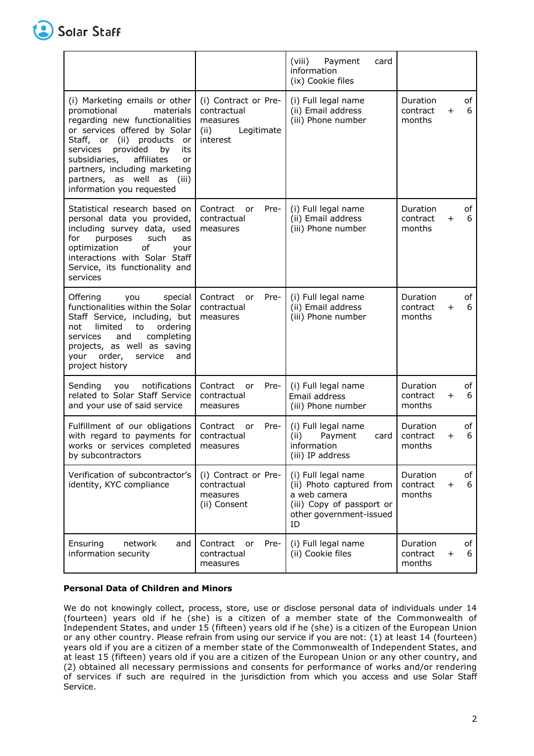| | | | |
|---|---|---|---|
| | | (viii) Payment card information<br>(ix) Cookie files | |
| (i) Marketing emails or other promotional materials regarding new functionalities or services offered by Solar Staff, or (ii) products or services provided by its subsidiaries, affiliates or partners, including marketing partners, as well as (iii) information you requested | (i) Contract or Pre-contractual measures<br>(ii) Legitimate interest | (i) Full legal name<br>(ii) Email address<br>(iii) Phone number | Duration of contract + 6 months |
| Statistical research based on personal data you provided, including survey data, used for purposes such as optimization of your interactions with Solar Staff Service, its functionality and services | Contract or Pre-contractual measures | (i) Full legal name<br>(ii) Email address<br>(iii) Phone number | Duration of contract + 6 months |
| Offering you special functionalities within the Solar Staff Service, including, but not limited to ordering services and completing projects, as well as saving your order, service and project history | Contract or Pre-contractual measures | (i) Full legal name<br>(ii) Email address<br>(iii) Phone number | Duration of contract + 6 months |
| Sending you notifications related to Solar Staff Service and your use of said service | Contract or Pre-contractual measures | (i) Full legal name<br>Email address<br>(iii) Phone number | Duration of contract + 6 months |
| Fulfillment of our obligations with regard to payments for works or services completed by subcontractors | Contract or Pre-contractual measures | (i) Full legal name<br>(ii) Payment card information<br>(iii) IP address | Duration of contract + 6 months |
| Verification of subcontractor's identity, KYC compliance | (i) Contract or Pre-contractual measures<br>(ii) Consent | (i) Full legal name<br>(ii) Photo captured from a web camera<br>(iii) Copy of passport or other government-issued ID | Duration of contract + 6 months |
| Ensuring network and information security | Contract or Pre-contractual measures | (i) Full legal name<br>(ii) Cookie files | Duration of contract + 6 months |

**Personal Data of Children and Minors**

We do not knowingly collect, process, store, use or disclose personal data of individuals under 14 (fourteen) years old if he (she) is a citizen of a member state of the Commonwealth of Independent States, and under 15 (fifteen) years old if he (she) is a citizen of the European Union or any other country. Please refrain from using our service if you are not: (1) at least 14 (fourteen) years old if you are a citizen of a member state of the Commonwealth of Independent States, and at least 15 (fifteen) years old if you are a citizen of the European Union or any other country, and (2) obtained all necessary permissions and consents for performance of works and/or rendering of services if such are required in the jurisdiction from which you access and use Solar Staff Service.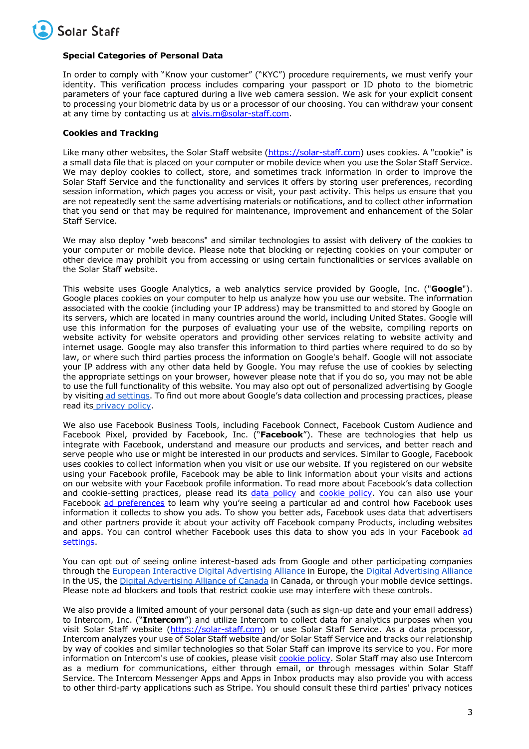**Special Categories of Personal Data**

In order to comply with "Know your customer" ("KYC") procedure requirements, we must verify your identity. This verification process includes comparing your passport or ID photo to the biometric parameters of your face captured during a live web camera session. We ask for your explicit consent to processing your biometric data by us or a processor of our choosing. You can withdraw your consent at any time by contacting us at alvis.m@solar-staff.com.

**Cookies and Tracking**

Like many other websites, the Solar Staff website (https://solar-staff.com) uses cookies. A "cookie" is a small data file that is placed on your computer or mobile device when you use the Solar Staff Service. We may deploy cookies to collect, store, and sometimes track information in order to improve the Solar Staff Service and the functionality and services it offers by storing user preferences, recording session information, which pages you access or visit, your past activity. This helps us ensure that you are not repeatedly sent the same advertising materials or notifications, and to collect other information that you send or that may be required for maintenance, improvement and enhancement of the Solar Staff Service.

We may also deploy "web beacons" and similar technologies to assist with delivery of the cookies to your computer or mobile device. Please note that blocking or rejecting cookies on your computer or other device may prohibit you from accessing or using certain functionalities or services available on the Solar Staff website.

This website uses Google Analytics, a web analytics service provided by Google, Inc. ("**Google**"). Google places cookies on your computer to help us analyze how you use our website. The information associated with the cookie (including your IP address) may be transmitted to and stored by Google on its servers, which are located in many countries around the world, including United States. Google will use this information for the purposes of evaluating your use of the website, compiling reports on website activity for website operators and providing other services relating to website activity and internet usage. Google may also transfer this information to third parties where required to do so by law, or where such third parties process the information on Google's behalf. Google will not associate your IP address with any other data held by Google. You may refuse the use of cookies by selecting the appropriate settings on your browser, however please note that if you do so, you may not be able to use the full functionality of this website. You may also opt out of personalized advertising by Google by visiting ad settings. To find out more about Google's data collection and processing practices, please read its privacy policy.

We also use Facebook Business Tools, including Facebook Connect, Facebook Custom Audience and Facebook Pixel, provided by Facebook, Inc. ("**Facebook**"). These are technologies that help us integrate with Facebook, understand and measure our products and services, and better reach and serve people who use or might be interested in our products and services. Similar to Google, Facebook uses cookies to collect information when you visit or use our website. If you registered on our website using your Facebook profile, Facebook may be able to link information about your visits and actions on our website with your Facebook profile information. To read more about Facebook's data collection and cookie-setting practices, please read its data policy and cookie policy. You can also use your Facebook ad preferences to learn why you're seeing a particular ad and control how Facebook uses information it collects to show you ads. To show you better ads, Facebook uses data that advertisers and other partners provide it about your activity off Facebook company Products, including websites and apps. You can control whether Facebook uses this data to show you ads in your Facebook ad settings.

You can opt out of seeing online interest-based ads from Google and other participating companies through the European Interactive Digital Advertising Alliance in Europe, the Digital Advertising Alliance in the US, the Digital Advertising Alliance of Canada in Canada, or through your mobile device settings. Please note ad blockers and tools that restrict cookie use may interfere with these controls.

We also provide a limited amount of your personal data (such as sign-up date and your email address) to Intercom, Inc. ("**Intercom**") and utilize Intercom to collect data for analytics purposes when you visit Solar Staff website (https://solar-staff.com) or use Solar Staff Service. As a data processor, Intercom analyzes your use of Solar Staff website and/or Solar Staff Service and tracks our relationship by way of cookies and similar technologies so that Solar Staff can improve its service to you. For more information on Intercom's use of cookies, please visit cookie policy. Solar Staff may also use Intercom as a medium for communications, either through email, or through messages within Solar Staff Service. The Intercom Messenger Apps and Apps in Inbox products may also provide you with access to other third-party applications such as Stripe. You should consult these third parties' privacy notices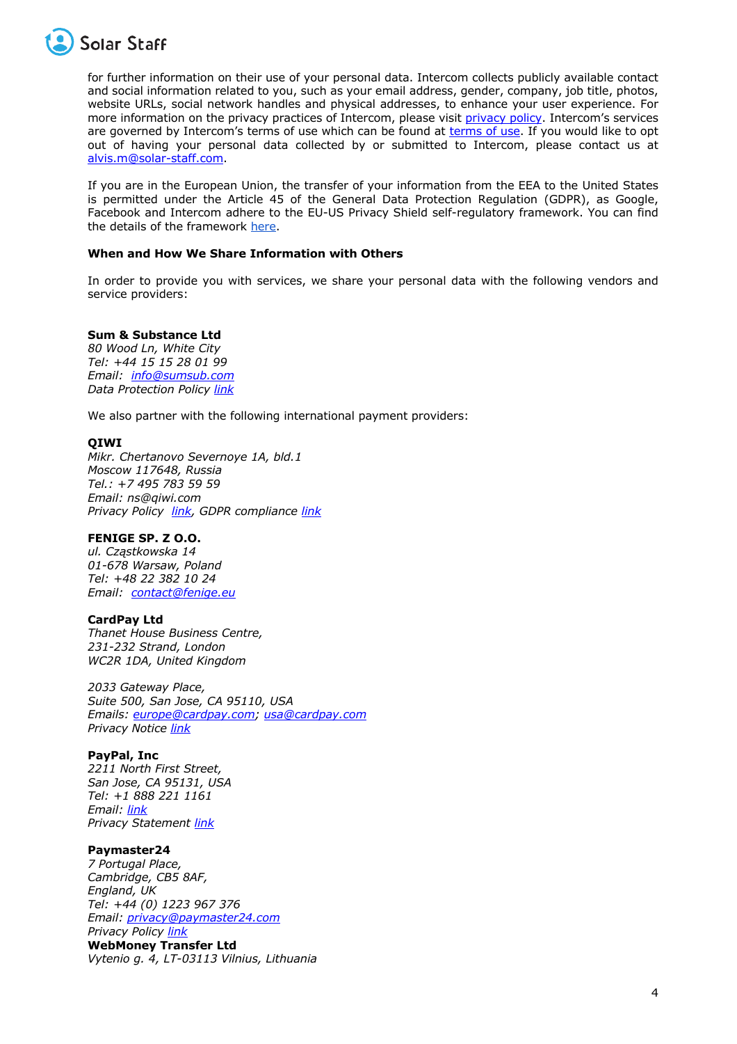for further information on their use of your personal data. Intercom collects publicly available contact and social information related to you, such as your email address, gender, company, job title, photos, website URLs, social network handles and physical addresses, to enhance your user experience. For more information on the privacy practices of Intercom, please visit privacy policy. Intercom's services are governed by Intercom's terms of use which can be found at terms of use. If you would like to opt out of having your personal data collected by or submitted to Intercom, please contact us at alvis.m@solar-staff.com.

If you are in the European Union, the transfer of your information from the EEA to the United States is permitted under the Article 45 of the General Data Protection Regulation (GDPR), as Google, Facebook and Intercom adhere to the EU-US Privacy Shield self-regulatory framework. You can find the details of the framework here.

**When and How We Share Information with Others**

In order to provide you with services, we share your personal data with the following vendors and service providers:

**Sum & Substance Ltd**
*80 Wood Ln, White City*
*Tel: +44 15 15 28 01 99*
*Email: info@sumsub.com*
*Data Protection Policy link*

We also partner with the following international payment providers:

**QIWI**
*Mikr. Chertanovo Severnoye 1A, bld.1*
*Moscow 117648, Russia*
*Tel.: +7 495 783 59 59*
*Email: ns@qiwi.com*
*Privacy Policy link, GDPR compliance link*

**FENIGE SP. Z O.O.**
*ul. Cząstkowska 14*
*01-678 Warsaw, Poland*
*Tel: +48 22 382 10 24*
*Email: contact@fenige.eu*

**CardPay Ltd**
*Thanet House Business Centre,*
*231-232 Strand, London*
*WC2R 1DA, United Kingdom*

*2033 Gateway Place,*
*Suite 500, San Jose, CA 95110, USA*
*Emails: europe@cardpay.com; usa@cardpay.com*
*Privacy Notice link*

**PayPal, Inc**
*2211 North First Street,*
*San Jose, CA 95131, USA*
*Tel: +1 888 221 1161*
*Email: link*
*Privacy Statement link*

**Paymaster24**
*7 Portugal Place,*
*Cambridge, CB5 8AF,*
*England, UK*
*Tel: +44 (0) 1223 967 376*
*Email: privacy@paymaster24.com*
*Privacy Policy link*

**WebMoney Transfer Ltd**
*Vytenio g. 4, LT-03113 Vilnius, Lithuania*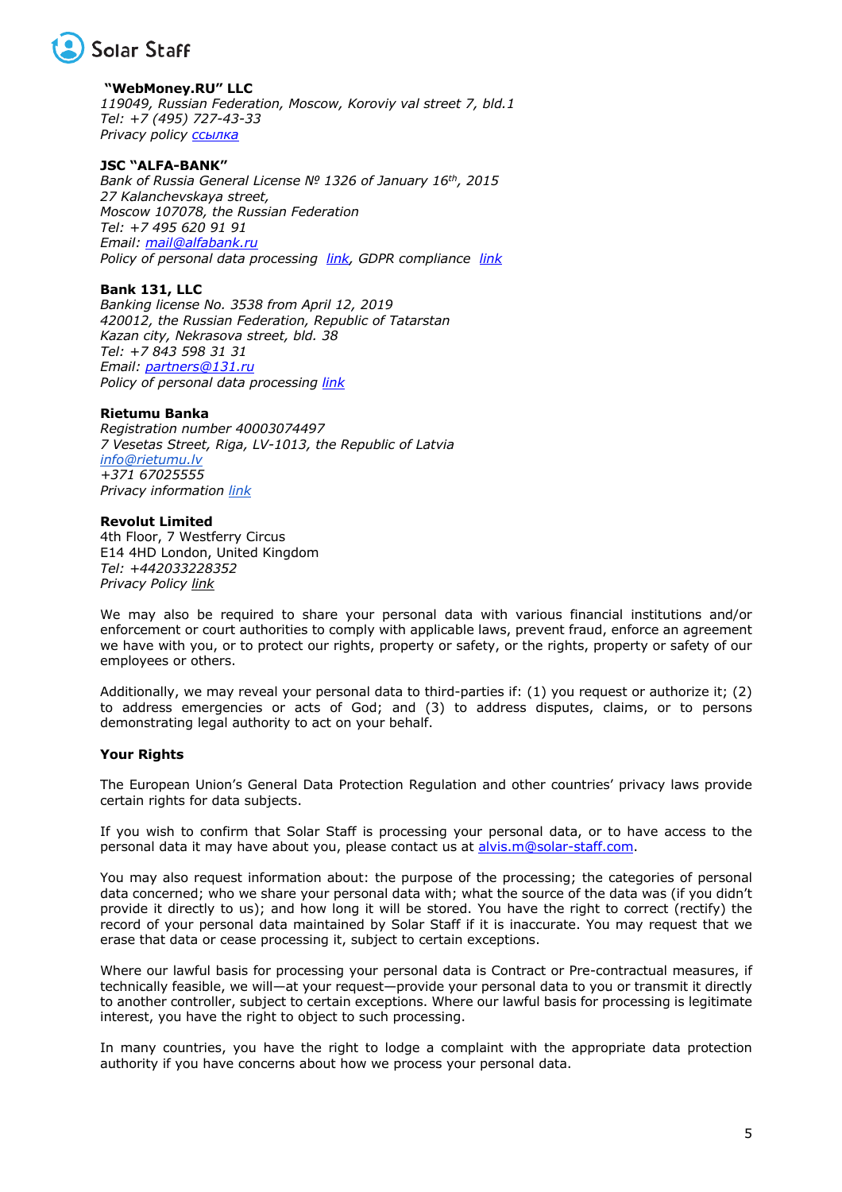**"WebMoney.RU" LLC**
*119049, Russian Federation, Moscow, Koroviy val street 7, bld.1*
*Tel: +7 (495) 727-43-33*
*Privacy policy ссылка*

**JSC "ALFA-BANK"**
*Bank of Russia General License № 1326 of January 16th, 2015*
*27 Kalanchevskaya street,*
*Moscow 107078, the Russian Federation*
*Tel: +7 495 620 91 91*
*Email: mail@alfabank.ru*
*Policy of personal data processing link, GDPR compliance link*

**Bank 131, LLC**
*Banking license No. 3538 from April 12, 2019*
*420012, the Russian Federation, Republic of Tatarstan*
*Kazan city, Nekrasova street, bld. 38*
*Tel: +7 843 598 31 31*
*Email: partners@131.ru*
*Policy of personal data processing link*

**Rietumu Banka**
*Registration number 40003074497*
*7 Vesetas Street, Riga, LV-1013, the Republic of Latvia*
*info@rietumu.lv*
*+371 67025555*
*Privacy information link*

**Revolut Limited**
4th Floor, 7 Westferry Circus
E14 4HD London, United Kingdom
*Tel: +442033228352*
*Privacy Policy link*

We may also be required to share your personal data with various financial institutions and/or enforcement or court authorities to comply with applicable laws, prevent fraud, enforce an agreement we have with you, or to protect our rights, property or safety, or the rights, property or safety of our employees or others.

Additionally, we may reveal your personal data to third-parties if: (1) you request or authorize it; (2) to address emergencies or acts of God; and (3) to address disputes, claims, or to persons demonstrating legal authority to act on your behalf.

**Your Rights**

The European Union's General Data Protection Regulation and other countries' privacy laws provide certain rights for data subjects.

If you wish to confirm that Solar Staff is processing your personal data, or to have access to the personal data it may have about you, please contact us at alvis.m@solar-staff.com.

You may also request information about: the purpose of the processing; the categories of personal data concerned; who we share your personal data with; what the source of the data was (if you didn't provide it directly to us); and how long it will be stored. You have the right to correct (rectify) the record of your personal data maintained by Solar Staff if it is inaccurate. You may request that we erase that data or cease processing it, subject to certain exceptions.

Where our lawful basis for processing your personal data is Contract or Pre-contractual measures, if technically feasible, we will—at your request—provide your personal data to you or transmit it directly to another controller, subject to certain exceptions. Where our lawful basis for processing is legitimate interest, you have the right to object to such processing.

In many countries, you have the right to lodge a complaint with the appropriate data protection authority if you have concerns about how we process your personal data.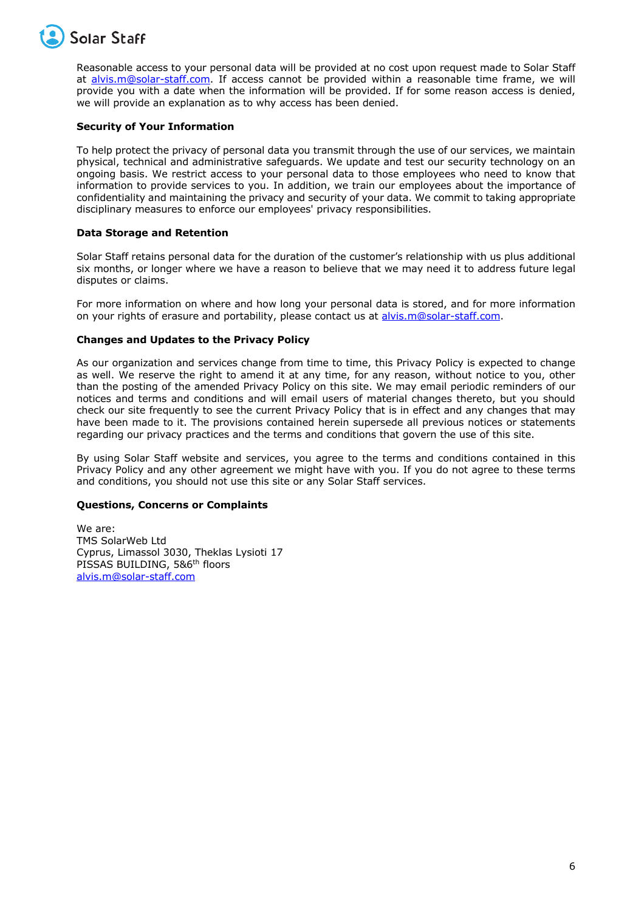Reasonable access to your personal data will be provided at no cost upon request made to Solar Staff at alvis.m@solar-staff.com. If access cannot be provided within a reasonable time frame, we will provide you with a date when the information will be provided. If for some reason access is denied, we will provide an explanation as to why access has been denied.

**Security of Your Information**

To help protect the privacy of personal data you transmit through the use of our services, we maintain physical, technical and administrative safeguards. We update and test our security technology on an ongoing basis. We restrict access to your personal data to those employees who need to know that information to provide services to you. In addition, we train our employees about the importance of confidentiality and maintaining the privacy and security of your data. We commit to taking appropriate disciplinary measures to enforce our employees' privacy responsibilities.

**Data Storage and Retention**

Solar Staff retains personal data for the duration of the customer's relationship with us plus additional six months, or longer where we have a reason to believe that we may need it to address future legal disputes or claims.

For more information on where and how long your personal data is stored, and for more information on your rights of erasure and portability, please contact us at alvis.m@solar-staff.com.

**Changes and Updates to the Privacy Policy**

As our organization and services change from time to time, this Privacy Policy is expected to change as well. We reserve the right to amend it at any time, for any reason, without notice to you, other than the posting of the amended Privacy Policy on this site. We may email periodic reminders of our notices and terms and conditions and will email users of material changes thereto, but you should check our site frequently to see the current Privacy Policy that is in effect and any changes that may have been made to it. The provisions contained herein supersede all previous notices or statements regarding our privacy practices and the terms and conditions that govern the use of this site.

By using Solar Staff website and services, you agree to the terms and conditions contained in this Privacy Policy and any other agreement we might have with you. If you do not agree to these terms and conditions, you should not use this site or any Solar Staff services.

**Questions, Concerns or Complaints**

We are:  
TMS SolarWeb Ltd  
Cyprus, Limassol 3030, Theklas Lysioti 17  
PISSAS BUILDING, 5&6th floors  
alvis.m@solar-staff.com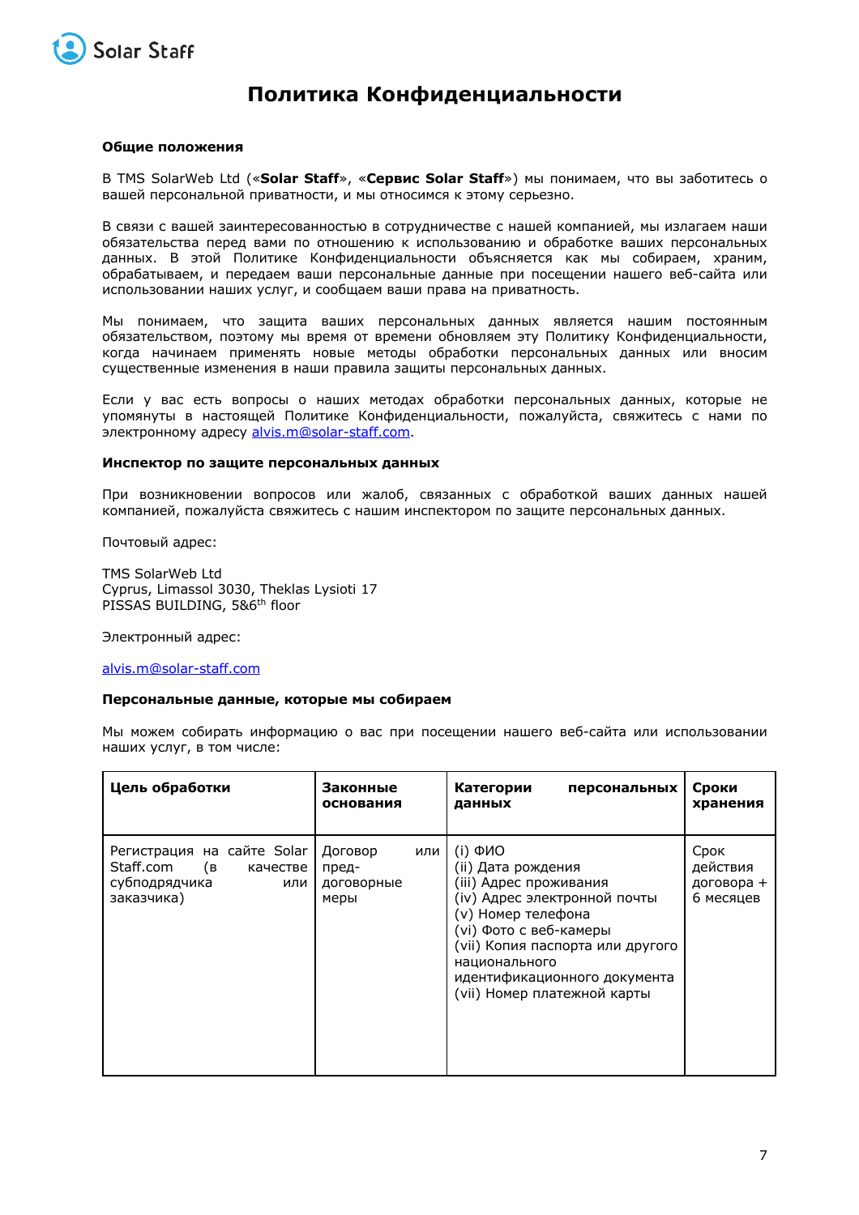# Политика Конфиденциальности

## Общие положения

В TMS SolarWeb Ltd («**Solar Staff**», «**Сервис Solar Staff**») мы понимаем, что вы заботитесь о вашей персональной приватности, и мы относимся к этому серьезно.

В связи с вашей заинтересованностью в сотрудничестве с нашей компанией, мы излагаем наши обязательства перед вами по отношению к использованию и обработке ваших персональных данных. В этой Политике Конфиденциальности объясняется как мы собираем, храним, обрабатываем, и передаем ваши персональные данные при посещении нашего веб-сайта или использовании наших услуг, и сообщаем ваши права на приватность.

Мы понимаем, что защита ваших персональных данных является нашим постоянным обязательством, поэтому мы время от времени обновляем эту Политику Конфиденциальности, когда начинаем применять новые методы обработки персональных данных или вносим существенные изменения в наши правила защиты персональных данных.

Если у вас есть вопросы о наших методах обработки персональных данных, которые не упомянуты в настоящей Политике Конфиденциальности, пожалуйста, свяжитесь с нами по электронному адресу alvis.m@solar-staff.com.

## Инспектор по защите персональных данных

При возникновении вопросов или жалоб, связанных с обработкой ваших данных нашей компанией, пожалуйста свяжитесь с нашим инспектором по защите персональных данных.

Почтовый адрес:

TMS SolarWeb Ltd
Cyprus, Limassol 3030, Theklas Lysioti 17
PISSAS BUILDING, 5&6th floor

Электронный адрес:

alvis.m@solar-staff.com

## Персональные данные, которые мы собираем

Мы можем собирать информацию о вас при посещении нашего веб-сайта или использовании наших услуг, в том числе:

| Цель обработки | Законные основания | Категории персональных данных | Сроки хранения |
|---|---|---|---|
| Регистрация на сайте Solar Staff.com (в качестве субподрядчика или заказчика) | Договор или пред-договорные меры | (i) ФИО<br>(ii) Дата рождения<br>(iii) Адрес проживания<br>(iv) Адрес электронной почты<br>(v) Номер телефона<br>(vi) Фото с веб-камеры<br>(vii) Копия паспорта или другого национального идентификационного документа<br>(vii) Номер платежной карты | Срок действия договора + 6 месяцев |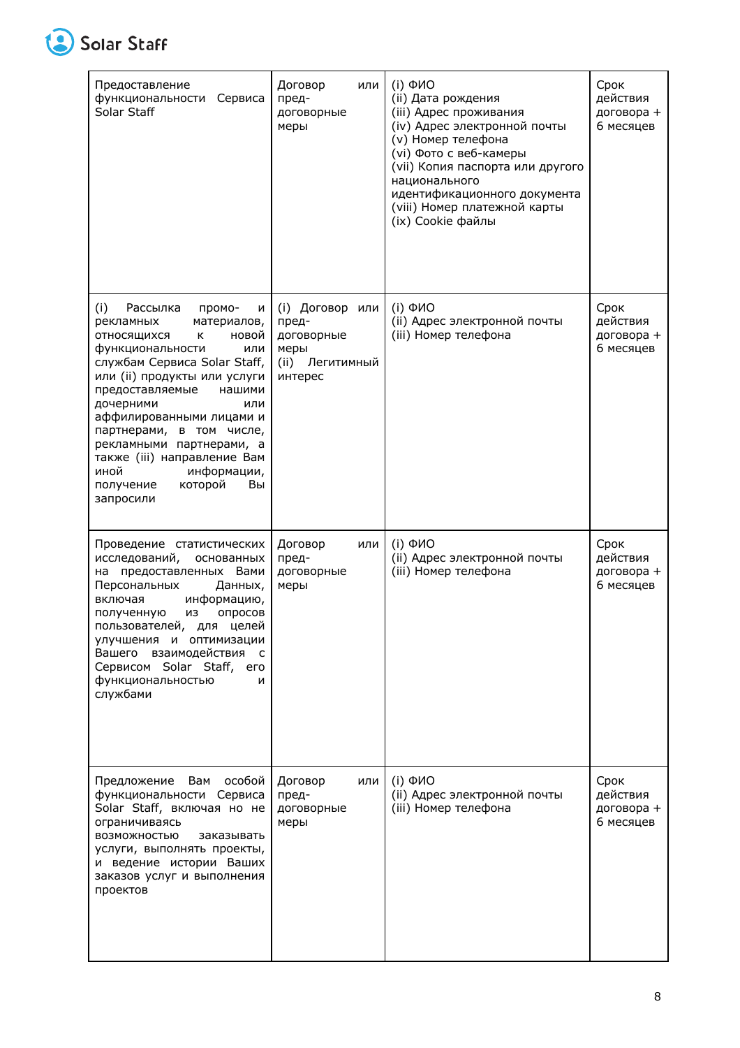| | | | |
|---|---|---|---|
| Предоставление функциональности Сервиса Solar Staff | Договор или пред-договорные меры | (i) ФИО<br>(ii) Дата рождения<br>(iii) Адрес проживания<br>(iv) Адрес электронной почты<br>(v) Номер телефона<br>(vi) Фото с веб-камеры<br>(vii) Копия паспорта или другого национального идентификационного документа<br>(viii) Номер платежной карты<br>(ix) Cookie файлы | Срок действия договора + 6 месяцев |
| (i) Рассылка промо- и рекламных материалов, относящихся к новой функциональности или службам Сервиса Solar Staff, или (ii) продукты или услуги предоставляемые нашими дочерними или аффилированными лицами и партнерами, в том числе, рекламными партнерами, а также (iii) направление Вам иной информации, получение которой Вы запросили | (i) Договор или пред-договорные меры<br>(ii) Легитимный интерес | (i) ФИО<br>(ii) Адрес электронной почты<br>(iii) Номер телефона | Срок действия договора + 6 месяцев |
| Проведение статистических исследований, основанных на предоставленных Вами Персональных Данных, включая информацию, полученную из опросов пользователей, для целей улучшения и оптимизации Вашего взаимодействия с Сервисом Solar Staff, его функциональностью и службами | Договор или пред-договорные меры | (i) ФИО<br>(ii) Адрес электронной почты<br>(iii) Номер телефона | Срок действия договора + 6 месяцев |
| Предложение Вам особой функциональности Сервиса Solar Staff, включая но не ограничиваясь возможностью заказывать услуги, выполнять проекты, и ведение истории Ваших заказов услуг и выполнения проектов | Договор или пред-договорные меры | (i) ФИО<br>(ii) Адрес электронной почты<br>(iii) Номер телефона | Срок действия договора + 6 месяцев |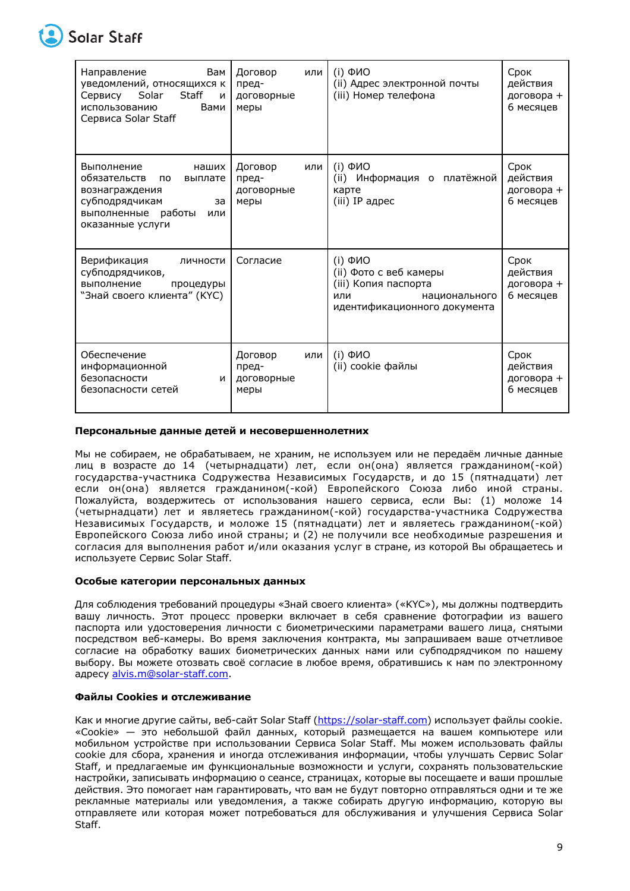| Направление Вам уведомлений, относящихся к Сервису Solar Staff и использованию Вами Сервиса Solar Staff | Договор или пред-договорные меры | (i) ФИО<br>(ii) Адрес электронной почты<br>(iii) Номер телефона | Срок действия договора + 6 месяцев |
|---|---|---|---|
| Выполнение наших обязательств по выплате вознаграждения субподрядчикам за выполненные работы или оказанные услуги | Договор или пред-договорные меры | (i) ФИО<br>(ii) Информация о платёжной карте<br>(iii) IP адрес | Срок действия договора + 6 месяцев |
| Верификация личности субподрядчиков, выполнение процедуры "Знай своего клиента" (KYC) | Согласие | (i) ФИО<br>(ii) Фото с веб камеры<br>(iii) Копия паспорта или национального идентификационного документа | Срок действия договора + 6 месяцев |
| Обеспечение информационной безопасности и безопасности сетей | Договор или пред-договорные меры | (i) ФИО<br>(ii) cookie файлы | Срок действия договора + 6 месяцев |

**Персональные данные детей и несовершеннолетних**

Мы не собираем, не обрабатываем, не храним, не используем или не передаём личные данные лиц в возрасте до 14 (четырнадцати) лет, если он(она) является гражданином(-кой) государства-участника Содружества Независимых Государств, и до 15 (пятнадцати) лет если он(она) является гражданином(-кой) Европейского Союза либо иной страны. Пожалуйста, воздержитесь от использования нашего сервиса, если Вы: (1) моложе 14 (четырнадцати) лет и являетесь гражданином(-кой) государства-участника Содружества Независимых Государств, и моложе 15 (пятнадцати) лет и являетесь гражданином(-кой) Европейского Союза либо иной страны; и (2) не получили все необходимые разрешения и согласия для выполнения работ и/или оказания услуг в стране, из которой Вы обращаетесь и используете Сервис Solar Staff.

**Особые категории персональных данных**

Для соблюдения требований процедуры «Знай своего клиента» («KYC»), мы должны подтвердить вашу личность. Этот процесс проверки включает в себя сравнение фотографии из вашего паспорта или удостоверения личности с биометрическими параметрами вашего лица, снятыми посредством веб-камеры. Во время заключения контракта, мы запрашиваем ваше отчетливое согласие на обработку ваших биометрических данных нами или субподрядчиком по нашему выбору. Вы можете отозвать своё согласие в любое время, обратившись к нам по электронному адресу alvis.m@solar-staff.com.

**Файлы Cookies и отслеживание**

Как и многие другие сайты, веб-сайт Solar Staff (https://solar-staff.com) использует файлы cookie. «Cookie» — это небольшой файл данных, который размещается на вашем компьютере или мобильном устройстве при использовании Сервиса Solar Staff. Мы можем использовать файлы cookie для сбора, хранения и иногда отслеживания информации, чтобы улучшать Сервис Solar Staff, и предлагаемые им функциональные возможности и услуги, сохранять пользовательские настройки, записывать информацию о сеансе, страницах, которые вы посещаете и ваши прошлые действия. Это помогает нам гарантировать, что вам не будут повторно отправляться одни и те же рекламные материалы или уведомления, а также собирать другую информацию, которую вы отправляете или которая может потребоваться для обслуживания и улучшения Сервиса Solar Staff.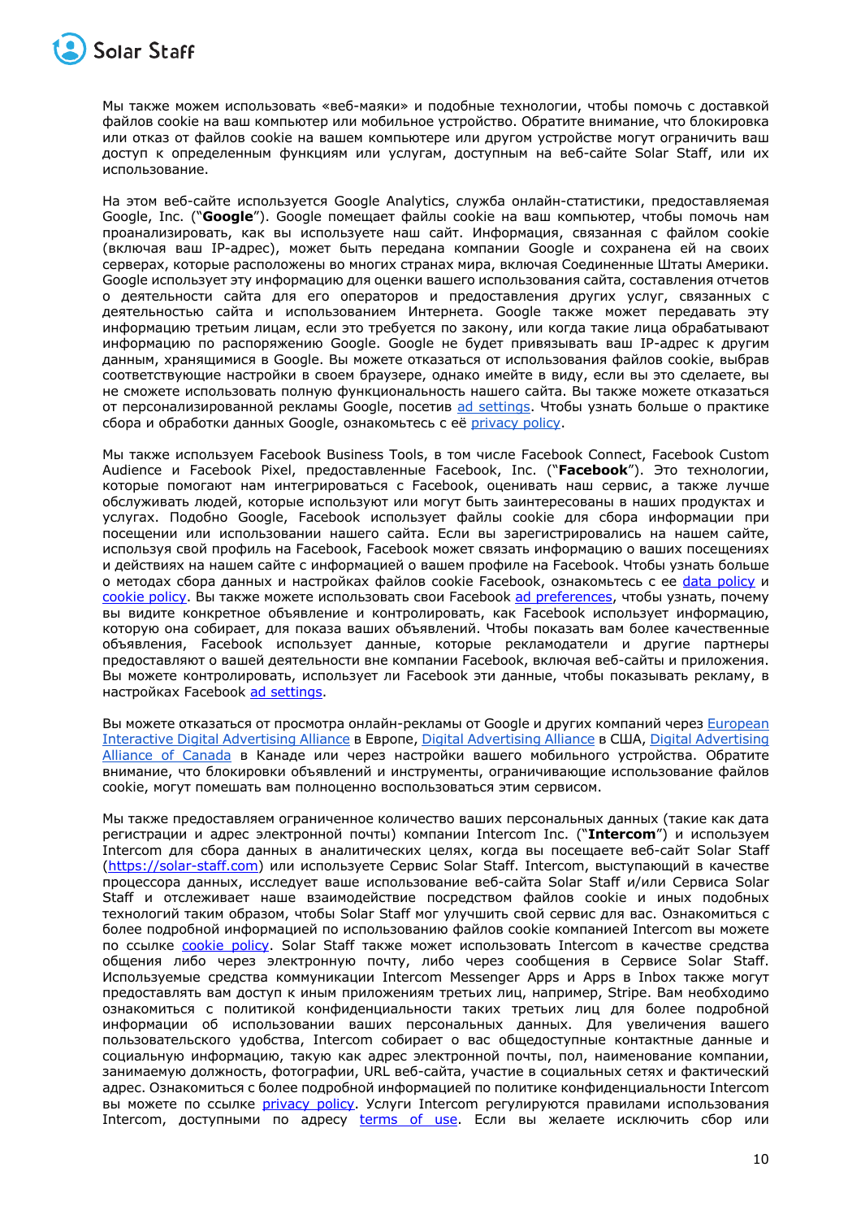Мы также можем использовать «веб-маяки» и подобные технологии, чтобы помочь с доставкой файлов cookie на ваш компьютер или мобильное устройство. Обратите внимание, что блокировка или отказ от файлов cookie на вашем компьютере или другом устройстве могут ограничить ваш доступ к определенным функциям или услугам, доступным на веб-сайте Solar Staff, или их использование.

На этом веб-сайте используется Google Analytics, служба онлайн-статистики, предоставляемая Google, Inc. ("**Google**"). Google помещает файлы cookie на ваш компьютер, чтобы помочь нам проанализировать, как вы используете наш сайт. Информация, связанная с файлом cookie (включая ваш IP-адрес), может быть передана компании Google и сохранена ей на своих серверах, которые расположены во многих странах мира, включая Соединенные Штаты Америки. Google использует эту информацию для оценки вашего использования сайта, составления отчетов о деятельности сайта для его операторов и предоставления других услуг, связанных с деятельностью сайта и использованием Интернета. Google также может передавать эту информацию третьим лицам, если это требуется по закону, или когда такие лица обрабатывают информацию по распоряжению Google. Google не будет привязывать ваш IP-адрес к другим данным, хранящимся в Google. Вы можете отказаться от использования файлов cookie, выбрав соответствующие настройки в своем браузере, однако имейте в виду, если вы это сделаете, вы не сможете использовать полную функциональность нашего сайта. Вы также можете отказаться от персонализированной рекламы Google, посетив ad settings. Чтобы узнать больше о практике сбора и обработки данных Google, ознакомьтесь с её privacy policy.

Мы также используем Facebook Business Tools, в том числе Facebook Connect, Facebook Custom Audience и Facebook Pixel, предоставленные Facebook, Inc. ("**Facebook**"). Это технологии, которые помогают нам интегрироваться с Facebook, оценивать наш сервис, а также лучше обслуживать людей, которые используют или могут быть заинтересованы в наших продуктах и услугах. Подобно Google, Facebook использует файлы cookie для сбора информации при посещении или использовании нашего сайта. Если вы зарегистрировались на нашем сайте, используя свой профиль на Facebook, Facebook может связать информацию о ваших посещениях и действиях на нашем сайте с информацией о вашем профиле на Facebook. Чтобы узнать больше о методах сбора данных и настройках файлов cookie Facebook, ознакомьтесь с ее data policy и cookie policy. Вы также можете использовать свои Facebook ad preferences, чтобы узнать, почему вы видите конкретное объявление и контролировать, как Facebook использует информацию, которую она собирает, для показа ваших объявлений. Чтобы показать вам более качественные объявления, Facebook использует данные, которые рекламодатели и другие партнеры предоставляют о вашей деятельности вне компании Facebook, включая веб-сайты и приложения. Вы можете контролировать, использует ли Facebook эти данные, чтобы показывать рекламу, в настройках Facebook ad settings.

Вы можете отказаться от просмотра онлайн-рекламы от Google и других компаний через European Interactive Digital Advertising Alliance в Европе, Digital Advertising Alliance в США, Digital Advertising Alliance of Canada в Канаде или через настройки вашего мобильного устройства. Обратите внимание, что блокировки объявлений и инструменты, ограничивающие использование файлов cookie, могут помешать вам полноценно воспользоваться этим сервисом.

Мы также предоставляем ограниченное количество ваших персональных данных (такие как дата регистрации и адрес электронной почты) компании Intercom Inc. ("**Intercom**") и используем Intercom для сбора данных в аналитических целях, когда вы посещаете веб-сайт Solar Staff (https://solar-staff.com) или используете Сервис Solar Staff. Intercom, выступающий в качестве процессора данных, исследует ваше использование веб-сайта Solar Staff и/или Сервиса Solar Staff и отслеживает наше взаимодействие посредством файлов cookie и иных подобных технологий таким образом, чтобы Solar Staff мог улучшить свой сервис для вас. Ознакомиться с более подробной информацией по использованию файлов cookie компанией Intercom вы можете по ссылке cookie policy. Solar Staff также может использовать Intercom в качестве средства общения либо через электронную почту, либо через сообщения в Сервисе Solar Staff. Используемые средства коммуникации Intercom Messenger Apps и Apps в Inbox также могут предоставлять вам доступ к иным приложениям третьих лиц, например, Stripe. Вам необходимо ознакомиться с политикой конфиденциальности таких третьих лиц для более подробной информации об использовании ваших персональных данных. Для увеличения вашего пользовательского удобства, Intercom собирает о вас общедоступные контактные данные и социальную информацию, такую как адрес электронной почты, пол, наименование компании, занимаемую должность, фотографии, URL веб-сайта, участие в социальных сетях и фактический адрес. Ознакомиться с более подробной информацией по политике конфиденциальности Intercom вы можете по ссылке privacy policy. Услуги Intercom регулируются правилами использования Intercom, доступными по адресу terms of use. Если вы желаете исключить сбор или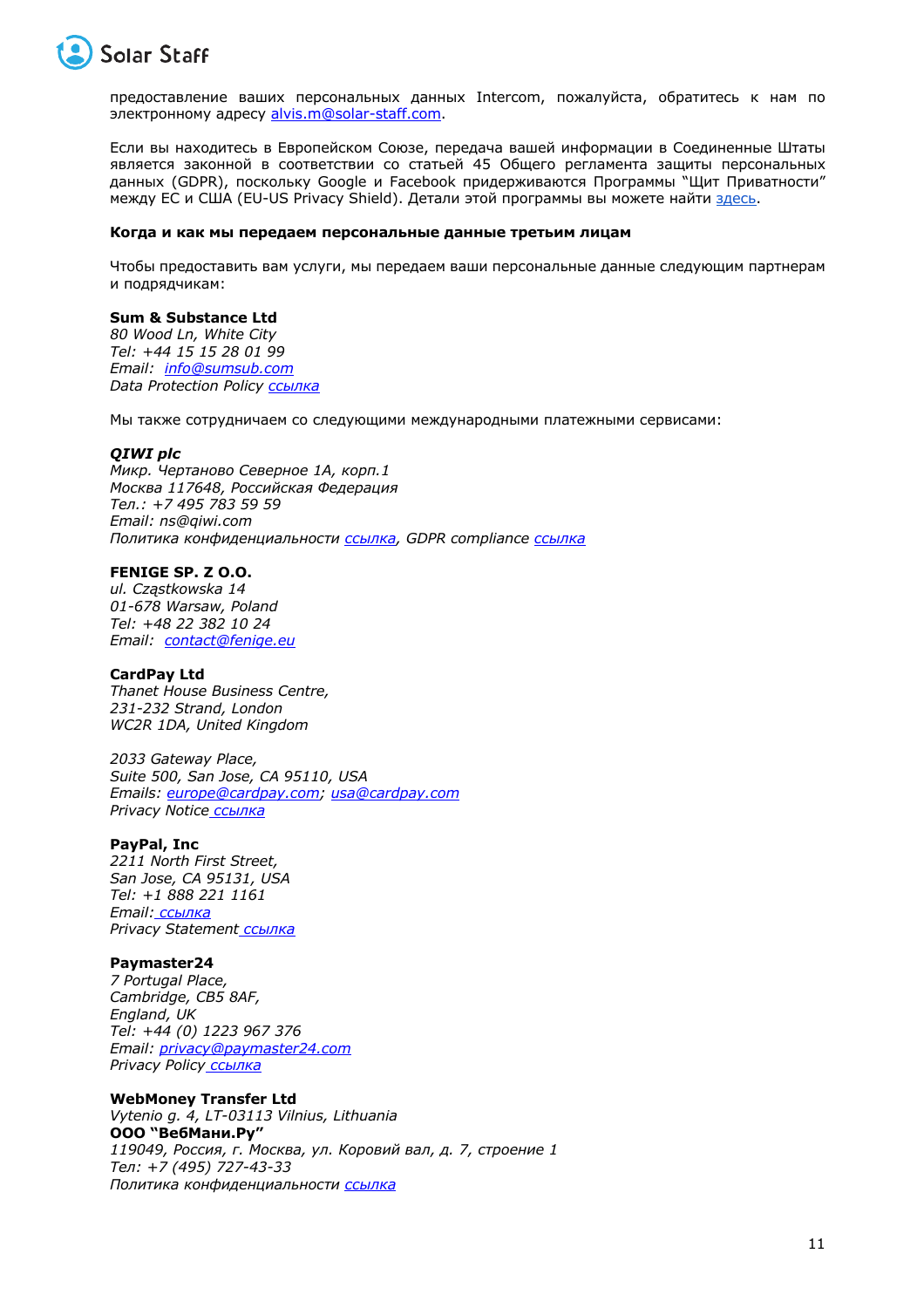предоставление ваших персональных данных Intercom, пожалуйста, обратитесь к нам по электронному адресу alvis.m@solar-staff.com.

Если вы находитесь в Европейском Союзе, передача вашей информации в Соединенные Штаты является законной в соответствии со статьей 45 Общего регламента защиты персональных данных (GDPR), поскольку Google и Facebook придерживаются Программы "Щит Приватности" между ЕС и США (EU-US Privacy Shield). Детали этой программы вы можете найти здесь.

**Когда и как мы передаем персональные данные третьим лицам**

Чтобы предоставить вам услуги, мы передаем ваши персональные данные следующим партнерам и подрядчикам:

**Sum & Substance Ltd**
*80 Wood Ln, White City*
*Tel: +44 15 15 28 01 99*
*Email: info@sumsub.com*
*Data Protection Policy ссылка*

Мы также сотрудничаем со следующими международными платежными сервисами:

***QIWI plc***
*Микр. Чертаново Северное 1А, корп.1*
*Москва 117648, Российская Федерация*
*Тел.: +7 495 783 59 59*
*Email: ns@qiwi.com*
*Политика конфиденциальности ссылка, GDPR compliance ссылка*

**FENIGE SP. Z O.O.**
*ul. Cząstkowska 14*
*01-678 Warsaw, Poland*
*Tel: +48 22 382 10 24*
*Email: contact@fenige.eu*

**CardPay Ltd**
*Thanet House Business Centre,*
*231-232 Strand, London*
*WC2R 1DA, United Kingdom*

*2033 Gateway Place,*
*Suite 500, San Jose, CA 95110, USA*
*Emails: europe@cardpay.com; usa@cardpay.com*
*Privacy Notice ссылка*

**PayPal, Inc**
*2211 North First Street,*
*San Jose, CA 95131, USA*
*Tel: +1 888 221 1161*
*Email: ссылка*
*Privacy Statement ссылка*

**Paymaster24**
*7 Portugal Place,*
*Cambridge, CB5 8AF,*
*England, UK*
*Tel: +44 (0) 1223 967 376*
*Email: privacy@paymaster24.com*
*Privacy Policy ссылка*

**WebMoney Transfer Ltd**
*Vytenio g. 4, LT-03113 Vilnius, Lithuania*
**ООО "ВебМани.Ру"**
*119049, Россия, г. Москва, ул. Коровий вал, д. 7, строение 1*
*Тел: +7 (495) 727-43-33*
*Политика конфиденциальности ссылка*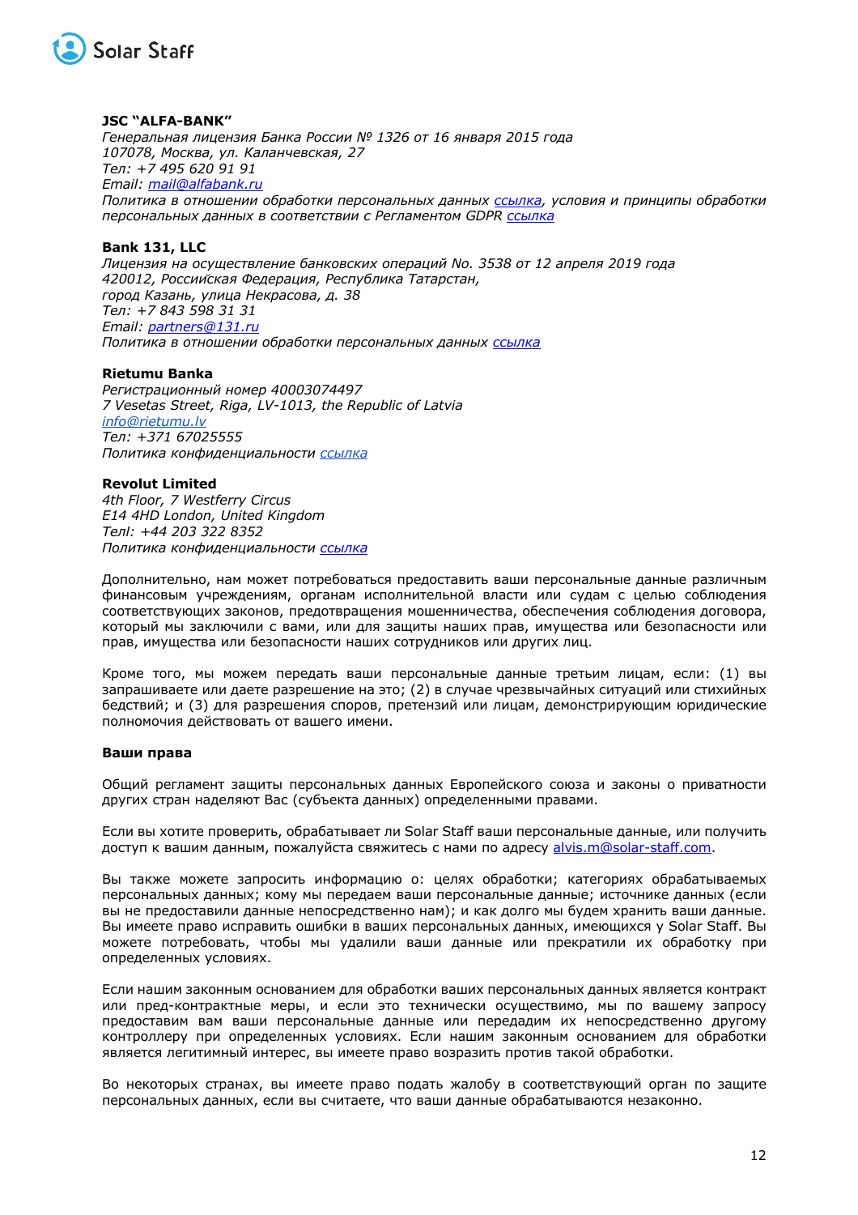**JSC "ALFA-BANK"**
*Генеральная лицензия Банка России № 1326 от 16 января 2015 года*
*107078, Москва, ул. Каланчевская, 27*
*Тел: +7 495 620 91 91*
*Email: mail@alfabank.ru*
*Политика в отношении обработки персональных данных ссылка, условия и принципы обработки персональных данных в соответствии с Регламентом GDPR ссылка*

**Bank 131, LLC**
*Лицензия на осуществление банковских операций No. 3538 от 12 апреля 2019 года*
*420012, Российская Федерация, Республика Татарстан,*
*город Казань, улица Некрасова, д. 38*
*Тел: +7 843 598 31 31*
*Email: partners@131.ru*
*Политика в отношении обработки персональных данных ссылка*

**Rietumu Banka**
*Регистрационный номер 40003074497*
*7 Vesetas Street, Riga, LV-1013, the Republic of Latvia*
*info@rietumu.lv*
*Тел: +371 67025555*
*Политика конфиденциальности ссылка*

**Revolut Limited**
*4th Floor, 7 Westferry Circus*
*E14 4HD London, United Kingdom*
*Телl: +44 203 322 8352*
*Политика конфиденциальности ссылка*

Дополнительно, нам может потребоваться предоставить ваши персональные данные различным финансовым учреждениям, органам исполнительной власти или судам с целью соблюдения соответствующих законов, предотвращения мошенничества, обеспечения соблюдения договора, который мы заключили с вами, или для защиты наших прав, имущества или безопасности или прав, имущества или безопасности наших сотрудников или других лиц.

Кроме того, мы можем передать ваши персональные данные третьим лицам, если: (1) вы запрашиваете или даете разрешение на это; (2) в случае чрезвычайных ситуаций или стихийных бедствий; и (3) для разрешения споров, претензий или лицам, демонстрирующим юридические полномочия действовать от вашего имени.

**Ваши права**

Общий регламент защиты персональных данных Европейского союза и законы о приватности других стран наделяют Вас (субъекта данных) определенными правами.

Если вы хотите проверить, обрабатывает ли Solar Staff ваши персональные данные, или получить доступ к вашим данным, пожалуйста свяжитесь с нами по адресу alvis.m@solar-staff.com.

Вы также можете запросить информацию о: целях обработки; категориях обрабатываемых персональных данных; кому мы передаем ваши персональные данные; источнике данных (если вы не предоставили данные непосредственно нам); и как долго мы будем хранить ваши данные. Вы имеете право исправить ошибки в ваших персональных данных, имеющихся у Solar Staff. Вы можете потребовать, чтобы мы удалили ваши данные или прекратили их обработку при определенных условиях.

Если нашим законным основанием для обработки ваших персональных данных является контракт или пред-контрактные меры, и если это технически осуществимо, мы по вашему запросу предоставим вам ваши персональные данные или передадим их непосредственно другому контроллеру при определенных условиях. Если нашим законным основанием для обработки является легитимный интерес, вы имеете право возразить против такой обработки.

Во некоторых странах, вы имеете право подать жалобу в соответствующий орган по защите персональных данных, если вы считаете, что ваши данные обрабатываются незаконно.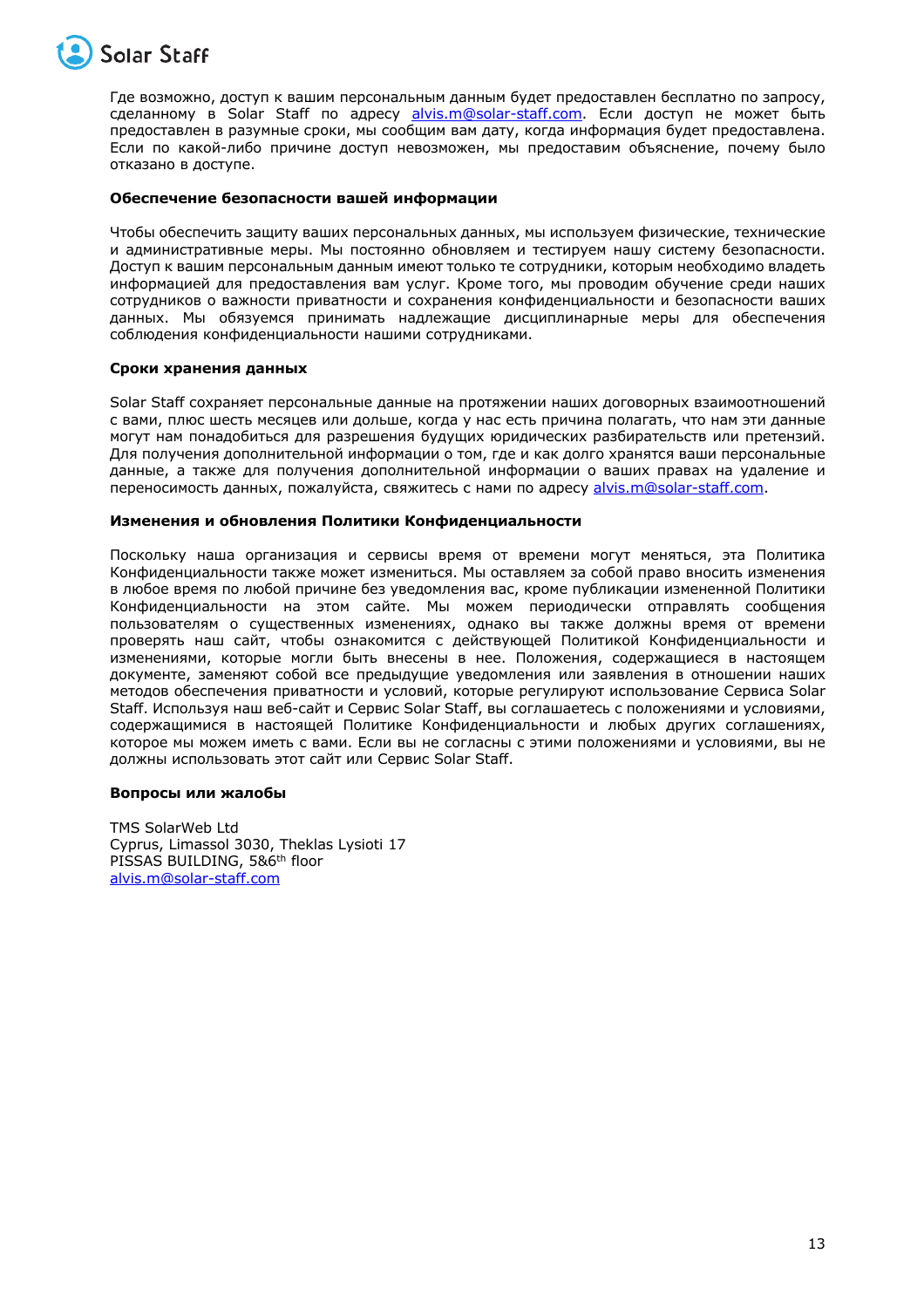Где возможно, доступ к вашим персональным данным будет предоставлен бесплатно по запросу, сделанному в Solar Staff по адресу alvis.m@solar-staff.com. Если доступ не может быть предоставлен в разумные сроки, мы сообщим вам дату, когда информация будет предоставлена. Если по какой-либо причине доступ невозможен, мы предоставим объяснение, почему было отказано в доступе.

**Обеспечение безопасности вашей информации**

Чтобы обеспечить защиту ваших персональных данных, мы используем физические, технические и административные меры. Мы постоянно обновляем и тестируем нашу систему безопасности. Доступ к вашим персональным данным имеют только те сотрудники, которым необходимо владеть информацией для предоставления вам услуг. Кроме того, мы проводим обучение среди наших сотрудников о важности приватности и сохранения конфиденциальности и безопасности ваших данных. Мы обязуемся принимать надлежащие дисциплинарные меры для обеспечения соблюдения конфиденциальности нашими сотрудниками.

**Сроки хранения данных**

Solar Staff сохраняет персональные данные на протяжении наших договорных взаимоотношений с вами, плюс шесть месяцев или дольше, когда у нас есть причина полагать, что нам эти данные могут нам понадобиться для разрешения будущих юридических разбирательств или претензий. Для получения дополнительной информации о том, где и как долго хранятся ваши персональные данные, а также для получения дополнительной информации о ваших правах на удаление и переносимость данных, пожалуйста, свяжитесь с нами по адресу alvis.m@solar-staff.com.

**Изменения и обновления Политики Конфиденциальности**

Поскольку наша организация и сервисы время от времени могут меняться, эта Политика Конфиденциальности также может измениться. Мы оставляем за собой право вносить изменения в любое время по любой причине без уведомления вас, кроме публикации измененной Политики Конфиденциальности на этом сайте. Мы можем периодически отправлять сообщения пользователям о существенных изменениях, однако вы также должны время от времени проверять наш сайт, чтобы ознакомится с действующей Политикой Конфиденциальности и изменениями, которые могли быть внесены в нее. Положения, содержащиеся в настоящем документе, заменяют собой все предыдущие уведомления или заявления в отношении наших методов обеспечения приватности и условий, которые регулируют использование Сервиса Solar Staff. Используя наш веб-сайт и Сервис Solar Staff, вы соглашаетесь с положениями и условиями, содержащимися в настоящей Политике Конфиденциальности и любых других соглашениях, которое мы можем иметь с вами. Если вы не согласны с этими положениями и условиями, вы не должны использовать этот сайт или Сервис Solar Staff.

**Вопросы или жалобы**

TMS SolarWeb Ltd
Cyprus, Limassol 3030, Theklas Lysioti 17
PISSAS BUILDING, 5&6th floor
alvis.m@solar-staff.com